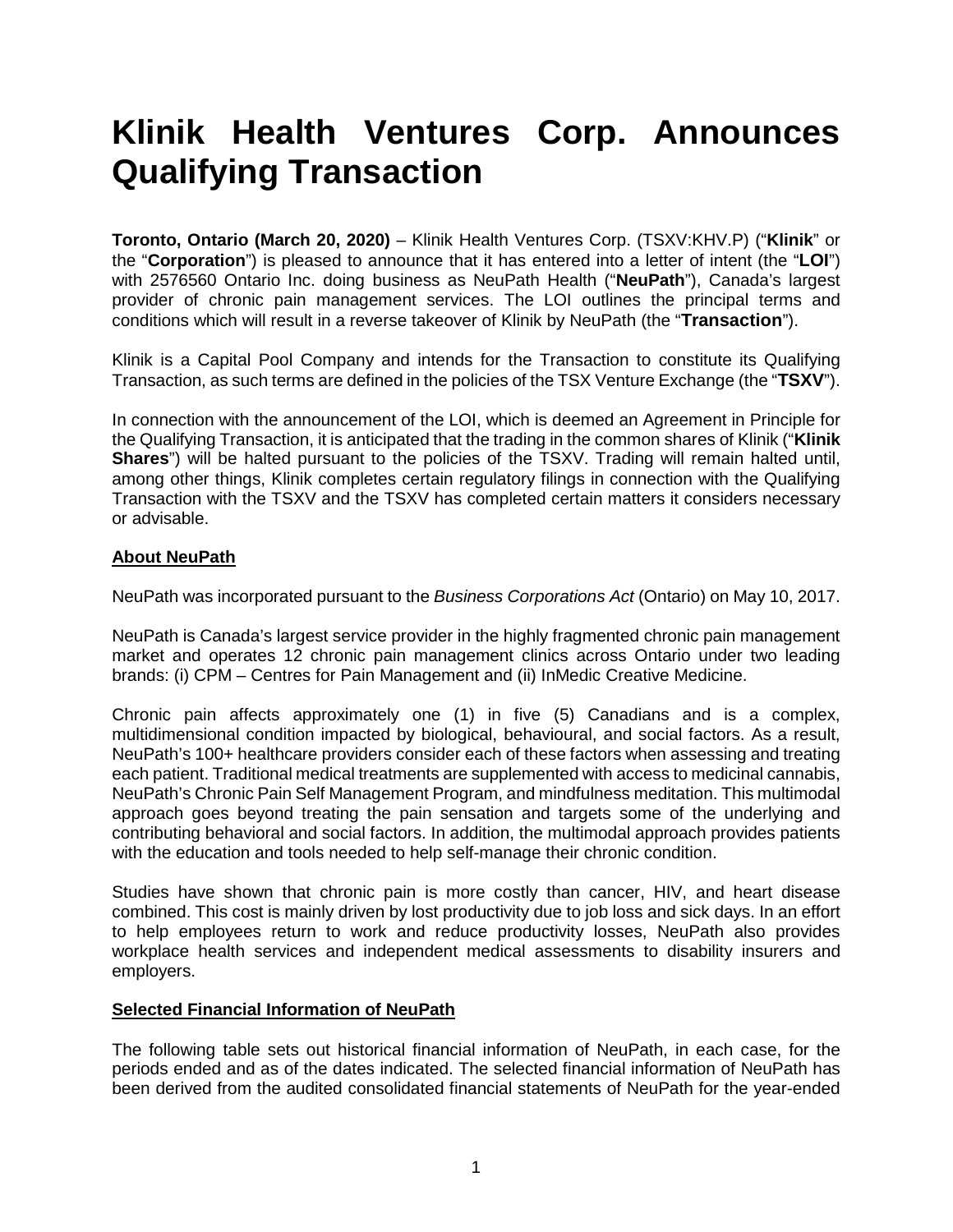# Klinik Health Ventures Corp. Announces Qualifying Transaction

**Toronto, Ontario (March 20, 2020)** – Klinik Health Ventures Corp. (TSXV:KHV.P) ("**Klinik**" or the "**Corporation**") is pleased to announce that it has entered into a letter of intent (the "**LOI**") with 2576560 Ontario Inc. doing business as NeuPath Health ("**NeuPath**"), Canada's largest provider of chronic pain management services. The LOI outlines the principal terms and conditions which will result in a reverse takeover of Klinik by NeuPath (the "**Transaction**").

Klinik is a Capital Pool Company and intends for the Transaction to constitute its Qualifying Transaction, as such terms are defined in the policies of the TSX Venture Exchange (the "**TSXV**").

In connection with the announcement of the LOI, which is deemed an Agreement in Principle for the Qualifying Transaction, it is anticipated that the trading in the common shares of Klinik ("**Klinik Shares**") will be halted pursuant to the policies of the TSXV. Trading will remain halted until, among other things, Klinik completes certain regulatory filings in connection with the Qualifying Transaction with the TSXV and the TSXV has completed certain matters it considers necessary or advisable.

**About NeuPath**

NeuPath was incorporated pursuant to the *Business Corporations Act* (Ontario) on May 10, 2017.

NeuPath is Canada's largest service provider in the highly fragmented chronic pain management market and operates 12 chronic pain management clinics across Ontario under two leading brands: (i) CPM – Centres for Pain Management and (ii) InMedic Creative Medicine.

Chronic pain affects approximately one (1) in five (5) Canadians and is a complex, multidimensional condition impacted by biological, behavioural, and social factors. As a result, NeuPath's 100+ healthcare providers consider each of these factors when assessing and treating each patient. Traditional medical treatments are supplemented with access to medicinal cannabis, NeuPath's Chronic Pain Self Management Program, and mindfulness meditation. This multimodal approach goes beyond treating the pain sensation and targets some of the underlying and contributing behavioral and social factors. In addition, the multimodal approach provides patients with the education and tools needed to help self-manage their chronic condition.

Studies have shown that chronic pain is more costly than cancer, HIV, and heart disease combined. This cost is mainly driven by lost productivity due to job loss and sick days. In an effort to help employees return to work and reduce productivity losses, NeuPath also provides workplace health services and independent medical assessments to disability insurers and employers.

**Selected Financial Information of NeuPath**

The following table sets out historical financial information of NeuPath, in each case, for the periods ended and as of the dates indicated. The selected financial information of NeuPath has been derived from the audited consolidated financial statements of NeuPath for the year-ended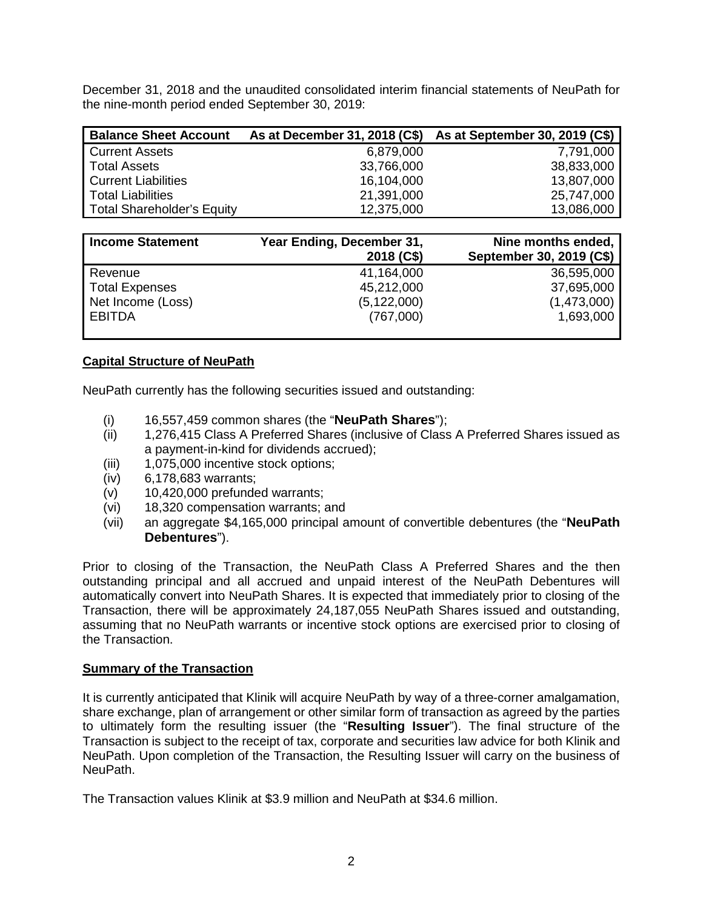December 31, 2018 and the unaudited consolidated interim financial statements of NeuPath for the nine-month period ended September 30, 2019:

| Balance Sheet Account | As at December 31, 2018 (C$) | As at September 30, 2019 (C$) |
|---|---|---|
| Current Assets | 6,879,000 | 7,791,000 |
| Total Assets | 33,766,000 | 38,833,000 |
| Current Liabilities | 16,104,000 | 13,807,000 |
| Total Liabilities | 21,391,000 | 25,747,000 |
| Total Shareholder's Equity | 12,375,000 | 13,086,000 |

| Income Statement | Year Ending, December 31, 2018 (C$) | Nine months ended, September 30, 2019 (C$) |
|---|---|---|
| Revenue | 41,164,000 | 36,595,000 |
| Total Expenses | 45,212,000 | 37,695,000 |
| Net Income (Loss) | (5,122,000) | (1,473,000) |
| EBITDA | (767,000) | 1,693,000 |

**Capital Structure of NeuPath**

NeuPath currently has the following securities issued and outstanding:

(i) 16,557,459 common shares (the "**NeuPath Shares**");
(ii) 1,276,415 Class A Preferred Shares (inclusive of Class A Preferred Shares issued as a payment-in-kind for dividends accrued);
(iii) 1,075,000 incentive stock options;
(iv) 6,178,683 warrants;
(v) 10,420,000 prefunded warrants;
(vi) 18,320 compensation warrants; and
(vii) an aggregate $4,165,000 principal amount of convertible debentures (the "**NeuPath Debentures**").

Prior to closing of the Transaction, the NeuPath Class A Preferred Shares and the then outstanding principal and all accrued and unpaid interest of the NeuPath Debentures will automatically convert into NeuPath Shares. It is expected that immediately prior to closing of the Transaction, there will be approximately 24,187,055 NeuPath Shares issued and outstanding, assuming that no NeuPath warrants or incentive stock options are exercised prior to closing of the Transaction.

**Summary of the Transaction**

It is currently anticipated that Klinik will acquire NeuPath by way of a three-corner amalgamation, share exchange, plan of arrangement or other similar form of transaction as agreed by the parties to ultimately form the resulting issuer (the "**Resulting Issuer**"). The final structure of the Transaction is subject to the receipt of tax, corporate and securities law advice for both Klinik and NeuPath. Upon completion of the Transaction, the Resulting Issuer will carry on the business of NeuPath.

The Transaction values Klinik at $3.9 million and NeuPath at $34.6 million.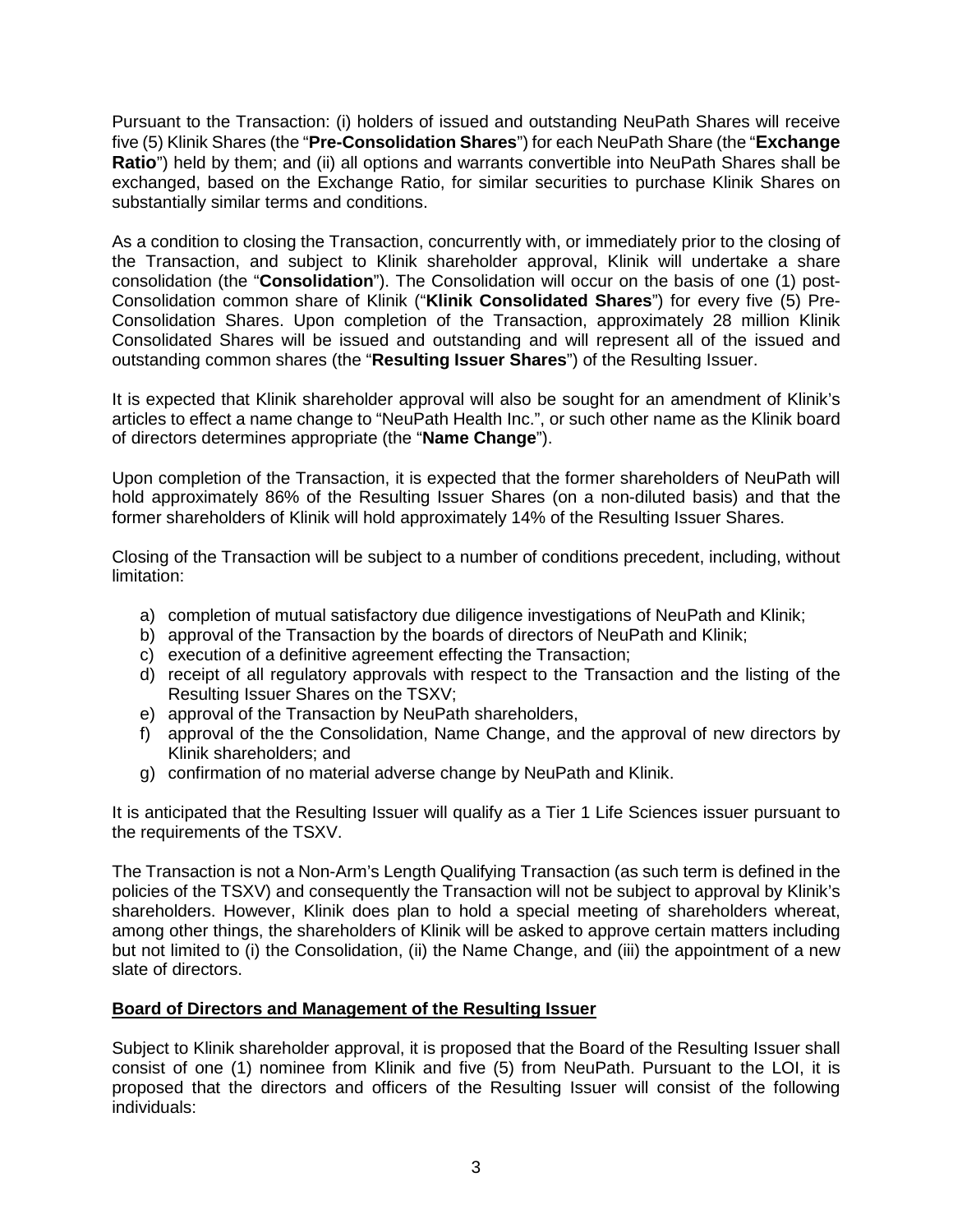Pursuant to the Transaction: (i) holders of issued and outstanding NeuPath Shares will receive five (5) Klinik Shares (the "**Pre-Consolidation Shares**") for each NeuPath Share (the "**Exchange Ratio**") held by them; and (ii) all options and warrants convertible into NeuPath Shares shall be exchanged, based on the Exchange Ratio, for similar securities to purchase Klinik Shares on substantially similar terms and conditions.

As a condition to closing the Transaction, concurrently with, or immediately prior to the closing of the Transaction, and subject to Klinik shareholder approval, Klinik will undertake a share consolidation (the "**Consolidation**"). The Consolidation will occur on the basis of one (1) post-Consolidation common share of Klinik ("**Klinik Consolidated Shares**") for every five (5) Pre-Consolidation Shares. Upon completion of the Transaction, approximately 28 million Klinik Consolidated Shares will be issued and outstanding and will represent all of the issued and outstanding common shares (the "**Resulting Issuer Shares**") of the Resulting Issuer.

It is expected that Klinik shareholder approval will also be sought for an amendment of Klinik's articles to effect a name change to "NeuPath Health Inc.", or such other name as the Klinik board of directors determines appropriate (the "**Name Change**").

Upon completion of the Transaction, it is expected that the former shareholders of NeuPath will hold approximately 86% of the Resulting Issuer Shares (on a non-diluted basis) and that the former shareholders of Klinik will hold approximately 14% of the Resulting Issuer Shares.

Closing of the Transaction will be subject to a number of conditions precedent, including, without limitation:

a) completion of mutual satisfactory due diligence investigations of NeuPath and Klinik;
b) approval of the Transaction by the boards of directors of NeuPath and Klinik;
c) execution of a definitive agreement effecting the Transaction;
d) receipt of all regulatory approvals with respect to the Transaction and the listing of the Resulting Issuer Shares on the TSXV;
e) approval of the Transaction by NeuPath shareholders,
f) approval of the the Consolidation, Name Change, and the approval of new directors by Klinik shareholders; and
g) confirmation of no material adverse change by NeuPath and Klinik.

It is anticipated that the Resulting Issuer will qualify as a Tier 1 Life Sciences issuer pursuant to the requirements of the TSXV.

The Transaction is not a Non-Arm's Length Qualifying Transaction (as such term is defined in the policies of the TSXV) and consequently the Transaction will not be subject to approval by Klinik's shareholders. However, Klinik does plan to hold a special meeting of shareholders whereat, among other things, the shareholders of Klinik will be asked to approve certain matters including but not limited to (i) the Consolidation, (ii) the Name Change, and (iii) the appointment of a new slate of directors.

## Board of Directors and Management of the Resulting Issuer

Subject to Klinik shareholder approval, it is proposed that the Board of the Resulting Issuer shall consist of one (1) nominee from Klinik and five (5) from NeuPath. Pursuant to the LOI, it is proposed that the directors and officers of the Resulting Issuer will consist of the following individuals: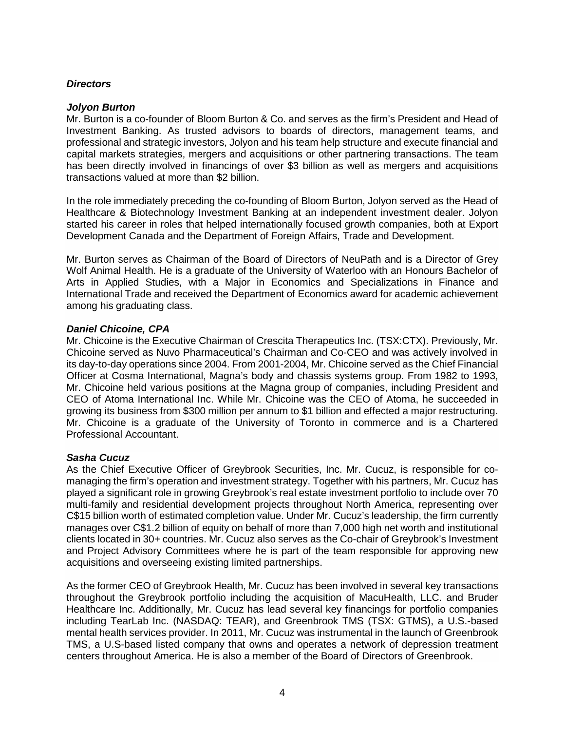### ***Directors***

***Jolyon Burton***

Mr. Burton is a co-founder of Bloom Burton & Co. and serves as the firm's President and Head of Investment Banking. As trusted advisors to boards of directors, management teams, and professional and strategic investors, Jolyon and his team help structure and execute financial and capital markets strategies, mergers and acquisitions or other partnering transactions. The team has been directly involved in financings of over $3 billion as well as mergers and acquisitions transactions valued at more than $2 billion.

In the role immediately preceding the co-founding of Bloom Burton, Jolyon served as the Head of Healthcare & Biotechnology Investment Banking at an independent investment dealer. Jolyon started his career in roles that helped internationally focused growth companies, both at Export Development Canada and the Department of Foreign Affairs, Trade and Development.

Mr. Burton serves as Chairman of the Board of Directors of NeuPath and is a Director of Grey Wolf Animal Health. He is a graduate of the University of Waterloo with an Honours Bachelor of Arts in Applied Studies, with a Major in Economics and Specializations in Finance and International Trade and received the Department of Economics award for academic achievement among his graduating class.

***Daniel Chicoine, CPA***

Mr. Chicoine is the Executive Chairman of Crescita Therapeutics Inc. (TSX:CTX). Previously, Mr. Chicoine served as Nuvo Pharmaceutical's Chairman and Co-CEO and was actively involved in its day-to-day operations since 2004. From 2001-2004, Mr. Chicoine served as the Chief Financial Officer at Cosma International, Magna's body and chassis systems group. From 1982 to 1993, Mr. Chicoine held various positions at the Magna group of companies, including President and CEO of Atoma International Inc. While Mr. Chicoine was the CEO of Atoma, he succeeded in growing its business from $300 million per annum to $1 billion and effected a major restructuring. Mr. Chicoine is a graduate of the University of Toronto in commerce and is a Chartered Professional Accountant.

***Sasha Cucuz***

As the Chief Executive Officer of Greybrook Securities, Inc. Mr. Cucuz, is responsible for co-managing the firm's operation and investment strategy. Together with his partners, Mr. Cucuz has played a significant role in growing Greybrook's real estate investment portfolio to include over 70 multi-family and residential development projects throughout North America, representing over C$15 billion worth of estimated completion value. Under Mr. Cucuz's leadership, the firm currently manages over C$1.2 billion of equity on behalf of more than 7,000 high net worth and institutional clients located in 30+ countries. Mr. Cucuz also serves as the Co-chair of Greybrook's Investment and Project Advisory Committees where he is part of the team responsible for approving new acquisitions and overseeing existing limited partnerships.

As the former CEO of Greybrook Health, Mr. Cucuz has been involved in several key transactions throughout the Greybrook portfolio including the acquisition of MacuHealth, LLC. and Bruder Healthcare Inc. Additionally, Mr. Cucuz has lead several key financings for portfolio companies including TearLab Inc. (NASDAQ: TEAR), and Greenbrook TMS (TSX: GTMS), a U.S.-based mental health services provider. In 2011, Mr. Cucuz was instrumental in the launch of Greenbrook TMS, a U.S-based listed company that owns and operates a network of depression treatment centers throughout America. He is also a member of the Board of Directors of Greenbrook.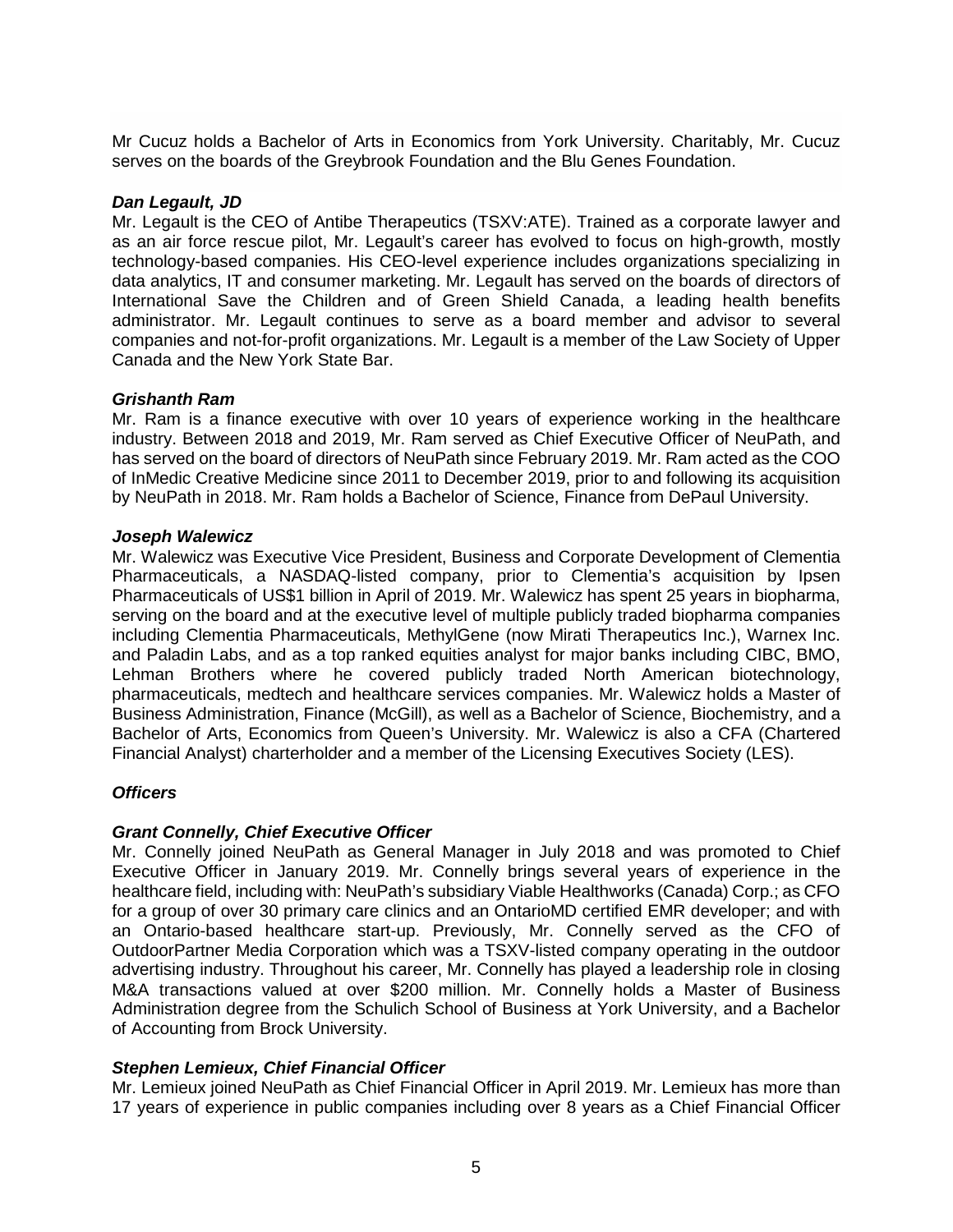Mr Cucuz holds a Bachelor of Arts in Economics from York University. Charitably, Mr. Cucuz serves on the boards of the Greybrook Foundation and the Blu Genes Foundation.

***Dan Legault, JD***

Mr. Legault is the CEO of Antibe Therapeutics (TSXV:ATE). Trained as a corporate lawyer and as an air force rescue pilot, Mr. Legault's career has evolved to focus on high-growth, mostly technology-based companies. His CEO-level experience includes organizations specializing in data analytics, IT and consumer marketing. Mr. Legault has served on the boards of directors of International Save the Children and of Green Shield Canada, a leading health benefits administrator. Mr. Legault continues to serve as a board member and advisor to several companies and not-for-profit organizations. Mr. Legault is a member of the Law Society of Upper Canada and the New York State Bar.

***Grishanth Ram***

Mr. Ram is a finance executive with over 10 years of experience working in the healthcare industry. Between 2018 and 2019, Mr. Ram served as Chief Executive Officer of NeuPath, and has served on the board of directors of NeuPath since February 2019. Mr. Ram acted as the COO of InMedic Creative Medicine since 2011 to December 2019, prior to and following its acquisition by NeuPath in 2018. Mr. Ram holds a Bachelor of Science, Finance from DePaul University.

***Joseph Walewicz***

Mr. Walewicz was Executive Vice President, Business and Corporate Development of Clementia Pharmaceuticals, a NASDAQ-listed company, prior to Clementia's acquisition by Ipsen Pharmaceuticals of US$1 billion in April of 2019. Mr. Walewicz has spent 25 years in biopharma, serving on the board and at the executive level of multiple publicly traded biopharma companies including Clementia Pharmaceuticals, MethylGene (now Mirati Therapeutics Inc.), Warnex Inc. and Paladin Labs, and as a top ranked equities analyst for major banks including CIBC, BMO, Lehman Brothers where he covered publicly traded North American biotechnology, pharmaceuticals, medtech and healthcare services companies. Mr. Walewicz holds a Master of Business Administration, Finance (McGill), as well as a Bachelor of Science, Biochemistry, and a Bachelor of Arts, Economics from Queen's University. Mr. Walewicz is also a CFA (Chartered Financial Analyst) charterholder and a member of the Licensing Executives Society (LES).

***Officers***

***Grant Connelly, Chief Executive Officer***

Mr. Connelly joined NeuPath as General Manager in July 2018 and was promoted to Chief Executive Officer in January 2019. Mr. Connelly brings several years of experience in the healthcare field, including with: NeuPath's subsidiary Viable Healthworks (Canada) Corp.; as CFO for a group of over 30 primary care clinics and an OntarioMD certified EMR developer; and with an Ontario-based healthcare start-up. Previously, Mr. Connelly served as the CFO of OutdoorPartner Media Corporation which was a TSXV-listed company operating in the outdoor advertising industry. Throughout his career, Mr. Connelly has played a leadership role in closing M&A transactions valued at over $200 million. Mr. Connelly holds a Master of Business Administration degree from the Schulich School of Business at York University, and a Bachelor of Accounting from Brock University.

***Stephen Lemieux, Chief Financial Officer***

Mr. Lemieux joined NeuPath as Chief Financial Officer in April 2019. Mr. Lemieux has more than 17 years of experience in public companies including over 8 years as a Chief Financial Officer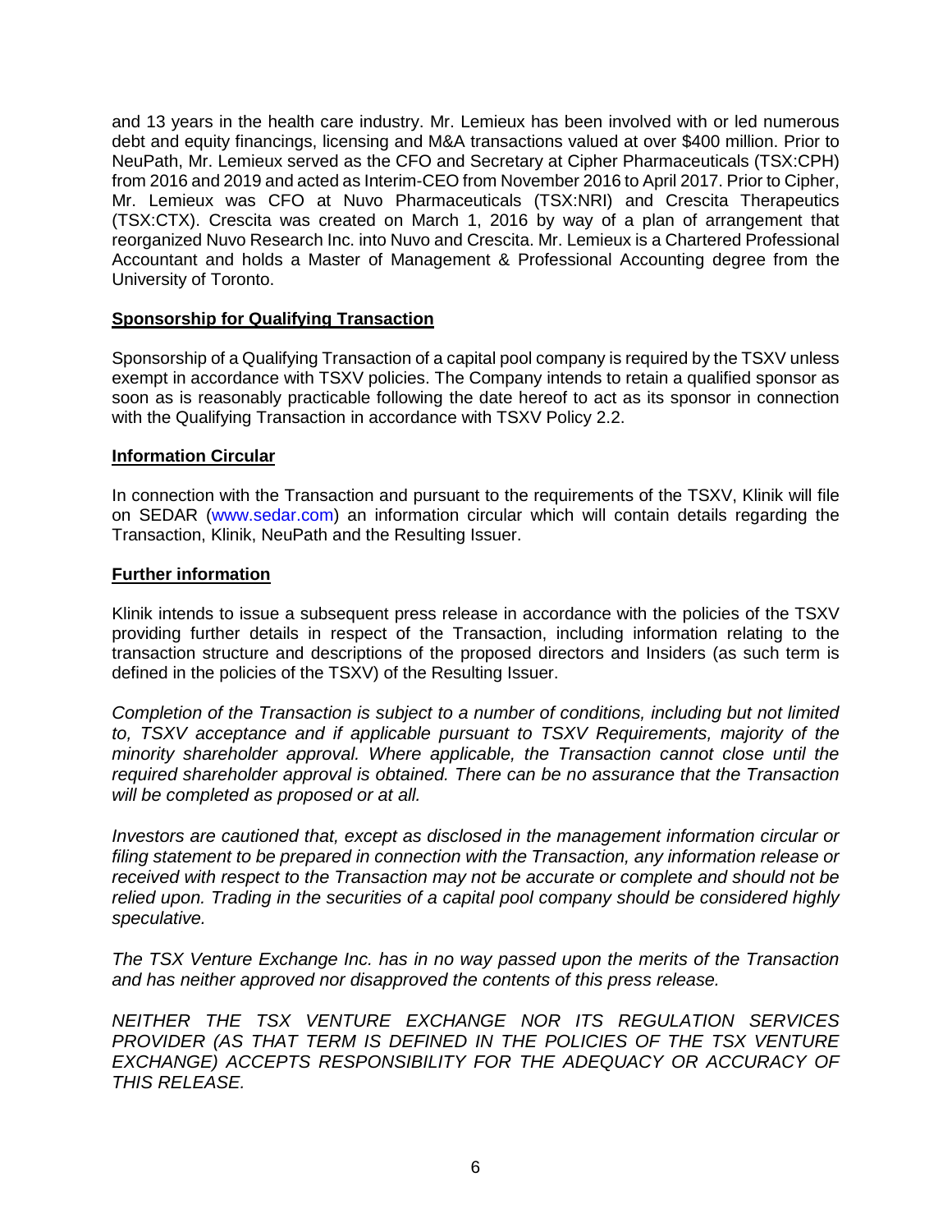and 13 years in the health care industry. Mr. Lemieux has been involved with or led numerous debt and equity financings, licensing and M&A transactions valued at over $400 million. Prior to NeuPath, Mr. Lemieux served as the CFO and Secretary at Cipher Pharmaceuticals (TSX:CPH) from 2016 and 2019 and acted as Interim-CEO from November 2016 to April 2017. Prior to Cipher, Mr. Lemieux was CFO at Nuvo Pharmaceuticals (TSX:NRI) and Crescita Therapeutics (TSX:CTX). Crescita was created on March 1, 2016 by way of a plan of arrangement that reorganized Nuvo Research Inc. into Nuvo and Crescita. Mr. Lemieux is a Chartered Professional Accountant and holds a Master of Management & Professional Accounting degree from the University of Toronto.

**Sponsorship for Qualifying Transaction**

Sponsorship of a Qualifying Transaction of a capital pool company is required by the TSXV unless exempt in accordance with TSXV policies. The Company intends to retain a qualified sponsor as soon as is reasonably practicable following the date hereof to act as its sponsor in connection with the Qualifying Transaction in accordance with TSXV Policy 2.2.

**Information Circular**

In connection with the Transaction and pursuant to the requirements of the TSXV, Klinik will file on SEDAR (www.sedar.com) an information circular which will contain details regarding the Transaction, Klinik, NeuPath and the Resulting Issuer.

**Further information**

Klinik intends to issue a subsequent press release in accordance with the policies of the TSXV providing further details in respect of the Transaction, including information relating to the transaction structure and descriptions of the proposed directors and Insiders (as such term is defined in the policies of the TSXV) of the Resulting Issuer.

*Completion of the Transaction is subject to a number of conditions, including but not limited to, TSXV acceptance and if applicable pursuant to TSXV Requirements, majority of the minority shareholder approval. Where applicable, the Transaction cannot close until the required shareholder approval is obtained. There can be no assurance that the Transaction will be completed as proposed or at all.*

*Investors are cautioned that, except as disclosed in the management information circular or filing statement to be prepared in connection with the Transaction, any information release or received with respect to the Transaction may not be accurate or complete and should not be relied upon. Trading in the securities of a capital pool company should be considered highly speculative.*

*The TSX Venture Exchange Inc. has in no way passed upon the merits of the Transaction and has neither approved nor disapproved the contents of this press release.*

*NEITHER THE TSX VENTURE EXCHANGE NOR ITS REGULATION SERVICES PROVIDER (AS THAT TERM IS DEFINED IN THE POLICIES OF THE TSX VENTURE EXCHANGE) ACCEPTS RESPONSIBILITY FOR THE ADEQUACY OR ACCURACY OF THIS RELEASE.*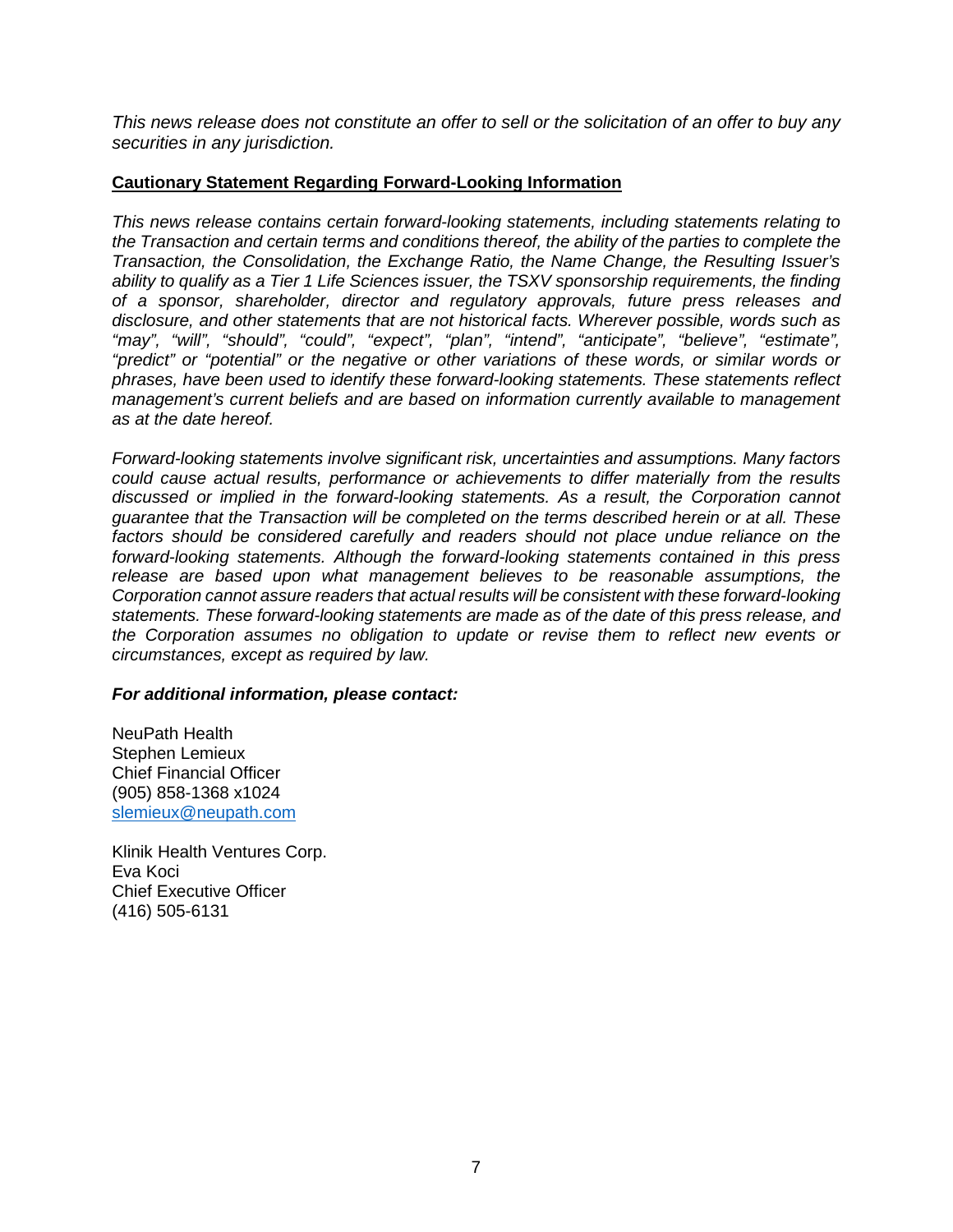*This news release does not constitute an offer to sell or the solicitation of an offer to buy any securities in any jurisdiction.*

**Cautionary Statement Regarding Forward-Looking Information**

*This news release contains certain forward-looking statements, including statements relating to the Transaction and certain terms and conditions thereof, the ability of the parties to complete the Transaction, the Consolidation, the Exchange Ratio, the Name Change, the Resulting Issuer's ability to qualify as a Tier 1 Life Sciences issuer, the TSXV sponsorship requirements, the finding of a sponsor, shareholder, director and regulatory approvals, future press releases and disclosure, and other statements that are not historical facts. Wherever possible, words such as "may", "will", "should", "could", "expect", "plan", "intend", "anticipate", "believe", "estimate", "predict" or "potential" or the negative or other variations of these words, or similar words or phrases, have been used to identify these forward-looking statements. These statements reflect management's current beliefs and are based on information currently available to management as at the date hereof.*

*Forward-looking statements involve significant risk, uncertainties and assumptions. Many factors could cause actual results, performance or achievements to differ materially from the results discussed or implied in the forward-looking statements. As a result, the Corporation cannot guarantee that the Transaction will be completed on the terms described herein or at all. These factors should be considered carefully and readers should not place undue reliance on the forward-looking statements. Although the forward-looking statements contained in this press release are based upon what management believes to be reasonable assumptions, the Corporation cannot assure readers that actual results will be consistent with these forward-looking statements. These forward-looking statements are made as of the date of this press release, and the Corporation assumes no obligation to update or revise them to reflect new events or circumstances, except as required by law.*

***For additional information, please contact:***

NeuPath Health
Stephen Lemieux
Chief Financial Officer
(905) 858-1368 x1024
slemieux@neupath.com

Klinik Health Ventures Corp.
Eva Koci
Chief Executive Officer
(416) 505-6131